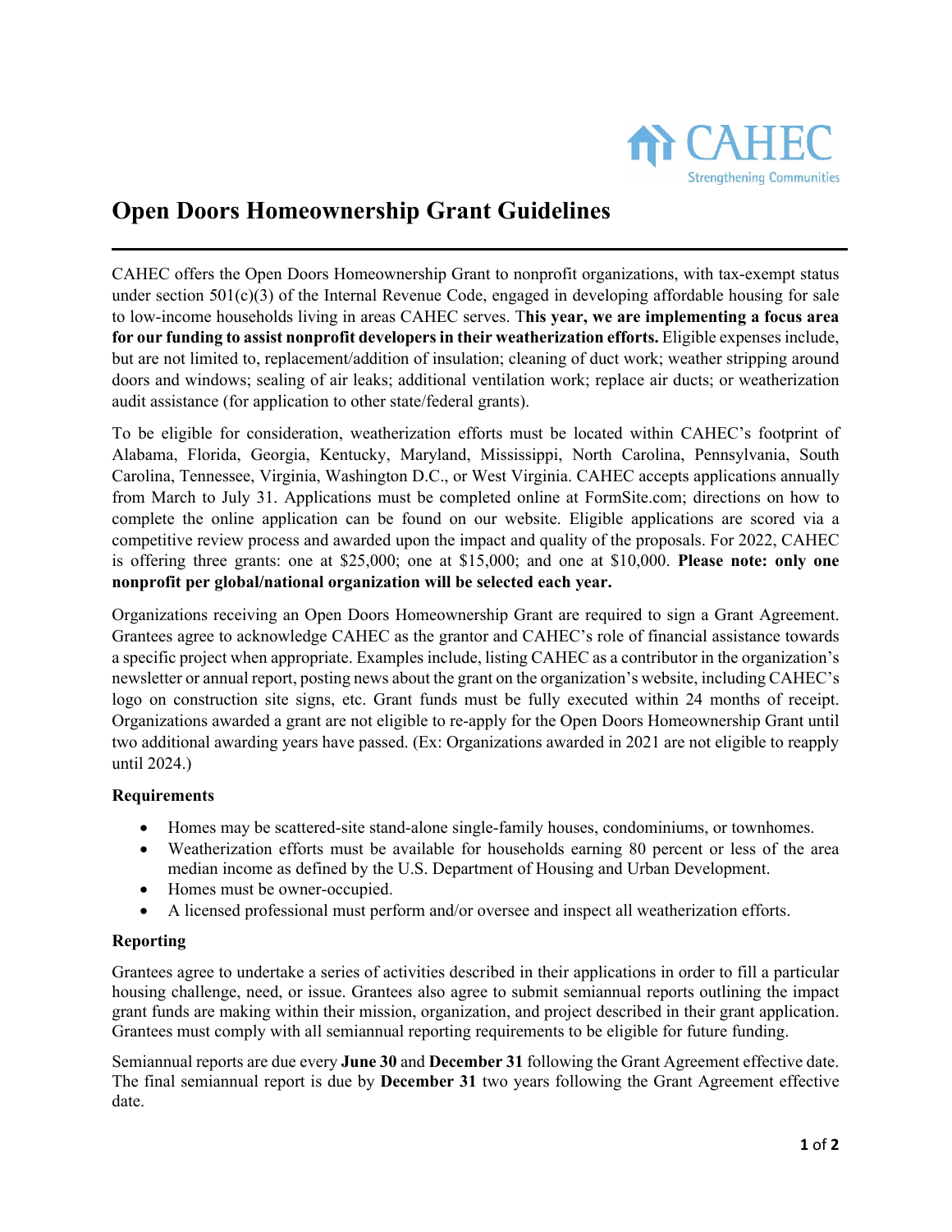CAHEC
Strengthening Communities

# Open Doors Homeownership Grant Guidelines

CAHEC offers the Open Doors Homeownership Grant to nonprofit organizations, with tax-exempt status under section 501(c)(3) of the Internal Revenue Code, engaged in developing affordable housing for sale to low-income households living in areas CAHEC serves. T**his year, we are implementing a focus area for our funding to assist nonprofit developers in their weatherization efforts.** Eligible expenses include, but are not limited to, replacement/addition of insulation; cleaning of duct work; weather stripping around doors and windows; sealing of air leaks; additional ventilation work; replace air ducts; or weatherization audit assistance (for application to other state/federal grants).

To be eligible for consideration, weatherization efforts must be located within CAHEC's footprint of Alabama, Florida, Georgia, Kentucky, Maryland, Mississippi, North Carolina, Pennsylvania, South Carolina, Tennessee, Virginia, Washington D.C., or West Virginia. CAHEC accepts applications annually from March to July 31. Applications must be completed online at FormSite.com; directions on how to complete the online application can be found on our website. Eligible applications are scored via a competitive review process and awarded upon the impact and quality of the proposals. For 2022, CAHEC is offering three grants: one at $25,000; one at $15,000; and one at $10,000. **Please note: only one nonprofit per global/national organization will be selected each year.**

Organizations receiving an Open Doors Homeownership Grant are required to sign a Grant Agreement. Grantees agree to acknowledge CAHEC as the grantor and CAHEC's role of financial assistance towards a specific project when appropriate. Examples include, listing CAHEC as a contributor in the organization's newsletter or annual report, posting news about the grant on the organization's website, including CAHEC's logo on construction site signs, etc. Grant funds must be fully executed within 24 months of receipt. Organizations awarded a grant are not eligible to re-apply for the Open Doors Homeownership Grant until two additional awarding years have passed. (Ex: Organizations awarded in 2021 are not eligible to reapply until 2024.)

### Requirements

- Homes may be scattered-site stand-alone single-family houses, condominiums, or townhomes.
- Weatherization efforts must be available for households earning 80 percent or less of the area median income as defined by the U.S. Department of Housing and Urban Development.
- Homes must be owner-occupied.
- A licensed professional must perform and/or oversee and inspect all weatherization efforts.

### Reporting

Grantees agree to undertake a series of activities described in their applications in order to fill a particular housing challenge, need, or issue. Grantees also agree to submit semiannual reports outlining the impact grant funds are making within their mission, organization, and project described in their grant application. Grantees must comply with all semiannual reporting requirements to be eligible for future funding.

Semiannual reports are due every **June 30** and **December 31** following the Grant Agreement effective date. The final semiannual report is due by **December 31** two years following the Grant Agreement effective date.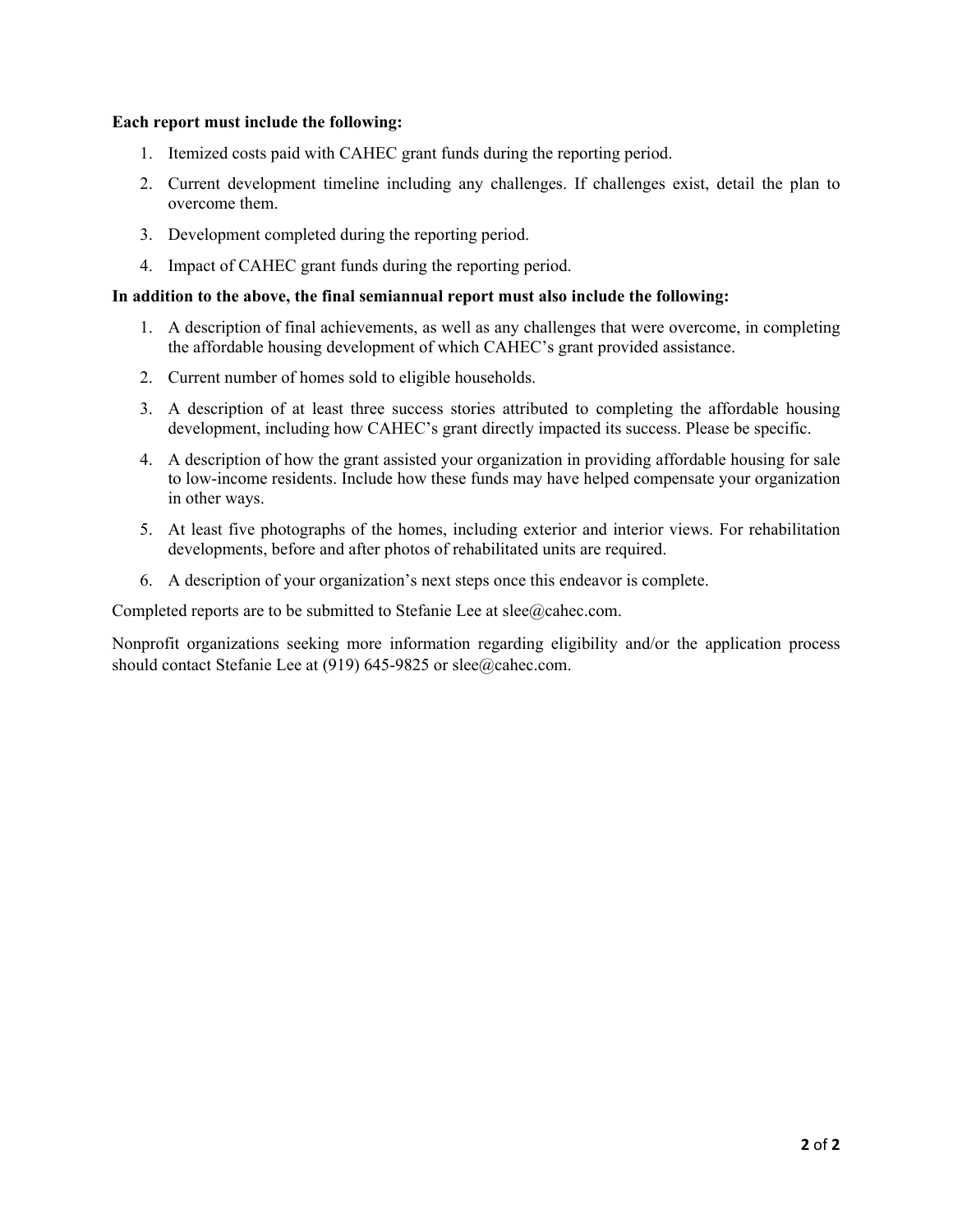**Each report must include the following:**

1. Itemized costs paid with CAHEC grant funds during the reporting period.
2. Current development timeline including any challenges. If challenges exist, detail the plan to overcome them.
3. Development completed during the reporting period.
4. Impact of CAHEC grant funds during the reporting period.

**In addition to the above, the final semiannual report must also include the following:**

1. A description of final achievements, as well as any challenges that were overcome, in completing the affordable housing development of which CAHEC's grant provided assistance.
2. Current number of homes sold to eligible households.
3. A description of at least three success stories attributed to completing the affordable housing development, including how CAHEC's grant directly impacted its success. Please be specific.
4. A description of how the grant assisted your organization in providing affordable housing for sale to low-income residents. Include how these funds may have helped compensate your organization in other ways.
5. At least five photographs of the homes, including exterior and interior views. For rehabilitation developments, before and after photos of rehabilitated units are required.
6. A description of your organization's next steps once this endeavor is complete.

Completed reports are to be submitted to Stefanie Lee at slee@cahec.com.

Nonprofit organizations seeking more information regarding eligibility and/or the application process should contact Stefanie Lee at (919) 645-9825 or slee@cahec.com.